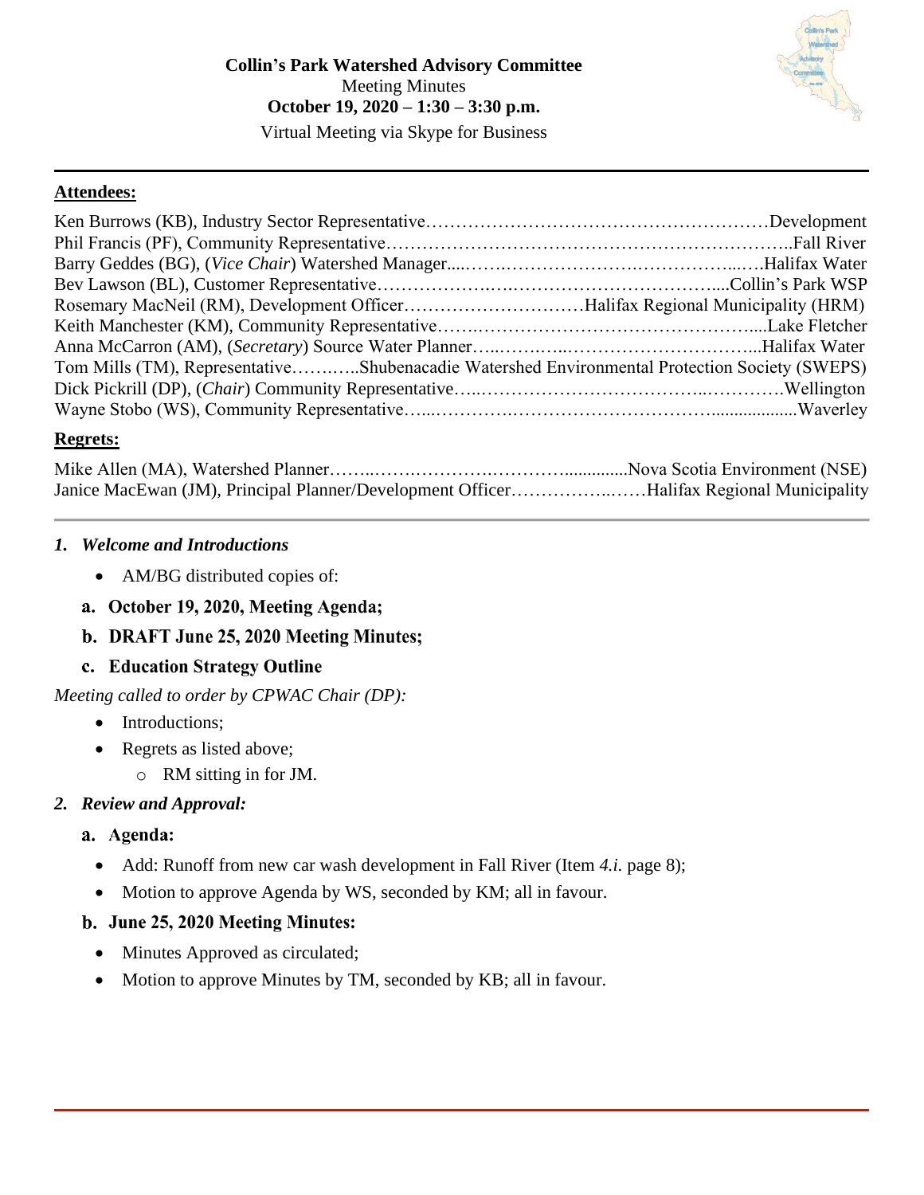**Collin's Park Watershed Advisory Committee**
Meeting Minutes
**October 19, 2020 – 1:30 – 3:30 p.m.**
Virtual Meeting via Skype for Business

---

**Attendees:**

Ken Burrows (KB), Industry Sector Representative…………………………………………………Development
Phil Francis (PF), Community Representative…………………………………………………………..Fall River
Barry Geddes (BG), (*Vice Chair*) Watershed Manager....…….………………….……………...….Halifax Water
Bev Lawson (BL), Customer Representative……………….….…………………………....Collin's Park WSP
Rosemary MacNeil (RM), Development Officer…………………………Halifax Regional Municipality (HRM)
Keith Manchester (KM), Community Representative…….…………………………………………....Lake Fletcher
Anna McCarron (AM), (*Secretary*) Source Water Planner…..…….…..…………………………...Halifax Water
Tom Mills (TM), Representative…….…..Shubenacadie Watershed Environmental Protection Society (SWEPS)
Dick Pickrill (DP), (*Chair*) Community Representative…..……………………………..………….Wellington
Wayne Stobo (WS), Community Representative…...………….……………………………...................Waverley

**Regrets:**

Mike Allen (MA), Watershed Planner……..…….………….………...............Nova Scotia Environment (NSE)
Janice MacEwan (JM), Principal Planner/Development Officer……………..……Halifax Regional Municipality

---

## *1. Welcome and Introductions*

- AM/BG distributed copies of:

### a. October 19, 2020, Meeting Agenda;
### b. DRAFT June 25, 2020 Meeting Minutes;
### c. Education Strategy Outline

*Meeting called to order by CPWAC Chair (DP):*

- Introductions;
- Regrets as listed above;
  - RM sitting in for JM.

## *2. Review and Approval:*

### a. Agenda:

- Add: Runoff from new car wash development in Fall River (Item *4.i.* page 8);
- Motion to approve Agenda by WS, seconded by KM; all in favour.

### b. June 25, 2020 Meeting Minutes:

- Minutes Approved as circulated;
- Motion to approve Minutes by TM, seconded by KB; all in favour.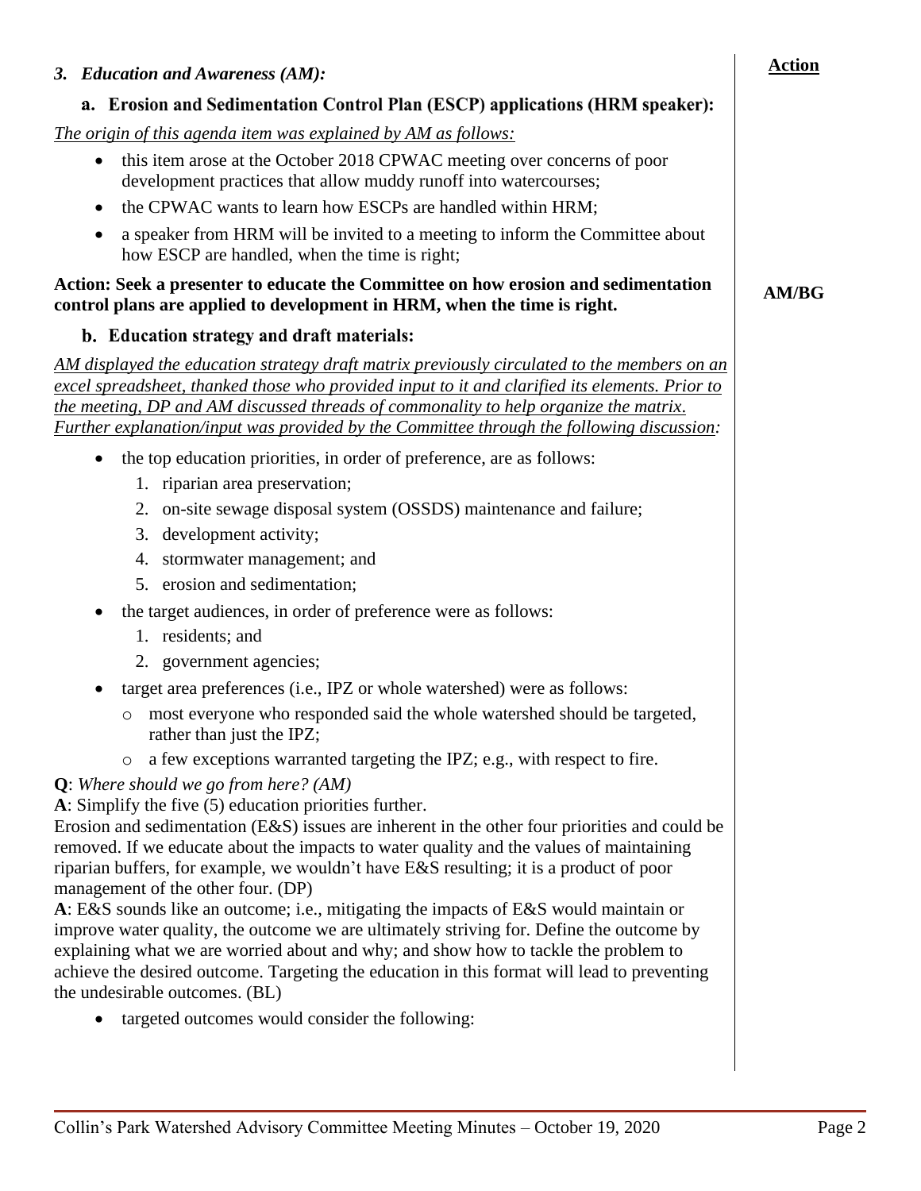### *3. Education and Awareness (AM):*

**Action**

#### a. Erosion and Sedimentation Control Plan (ESCP) applications (HRM speaker):

*The origin of this agenda item was explained by AM as follows:*

- this item arose at the October 2018 CPWAC meeting over concerns of poor development practices that allow muddy runoff into watercourses;
- the CPWAC wants to learn how ESCPs are handled within HRM;
- a speaker from HRM will be invited to a meeting to inform the Committee about how ESCP are handled, when the time is right;

**Action: Seek a presenter to educate the Committee on how erosion and sedimentation control plans are applied to development in HRM, when the time is right.** **AM/BG**

#### b. Education strategy and draft materials:

*AM displayed the education strategy draft matrix previously circulated to the members on an excel spreadsheet, thanked those who provided input to it and clarified its elements. Prior to the meeting, DP and AM discussed threads of commonality to help organize the matrix. Further explanation/input was provided by the Committee through the following discussion:*

- the top education priorities, in order of preference, are as follows:
  1. riparian area preservation;
  2. on-site sewage disposal system (OSSDS) maintenance and failure;
  3. development activity;
  4. stormwater management; and
  5. erosion and sedimentation;
- the target audiences, in order of preference were as follows:
  1. residents; and
  2. government agencies;
- target area preferences (i.e., IPZ or whole watershed) were as follows:
  - most everyone who responded said the whole watershed should be targeted, rather than just the IPZ;
  - a few exceptions warranted targeting the IPZ; e.g., with respect to fire.

**Q**: *Where should we go from here? (AM)*
**A**: Simplify the five (5) education priorities further.
Erosion and sedimentation (E&S) issues are inherent in the other four priorities and could be removed. If we educate about the impacts to water quality and the values of maintaining riparian buffers, for example, we wouldn't have E&S resulting; it is a product of poor management of the other four. (DP)
**A**: E&S sounds like an outcome; i.e., mitigating the impacts of E&S would maintain or improve water quality, the outcome we are ultimately striving for. Define the outcome by explaining what we are worried about and why; and show how to tackle the problem to achieve the desired outcome. Targeting the education in this format will lead to preventing the undesirable outcomes. (BL)

- targeted outcomes would consider the following: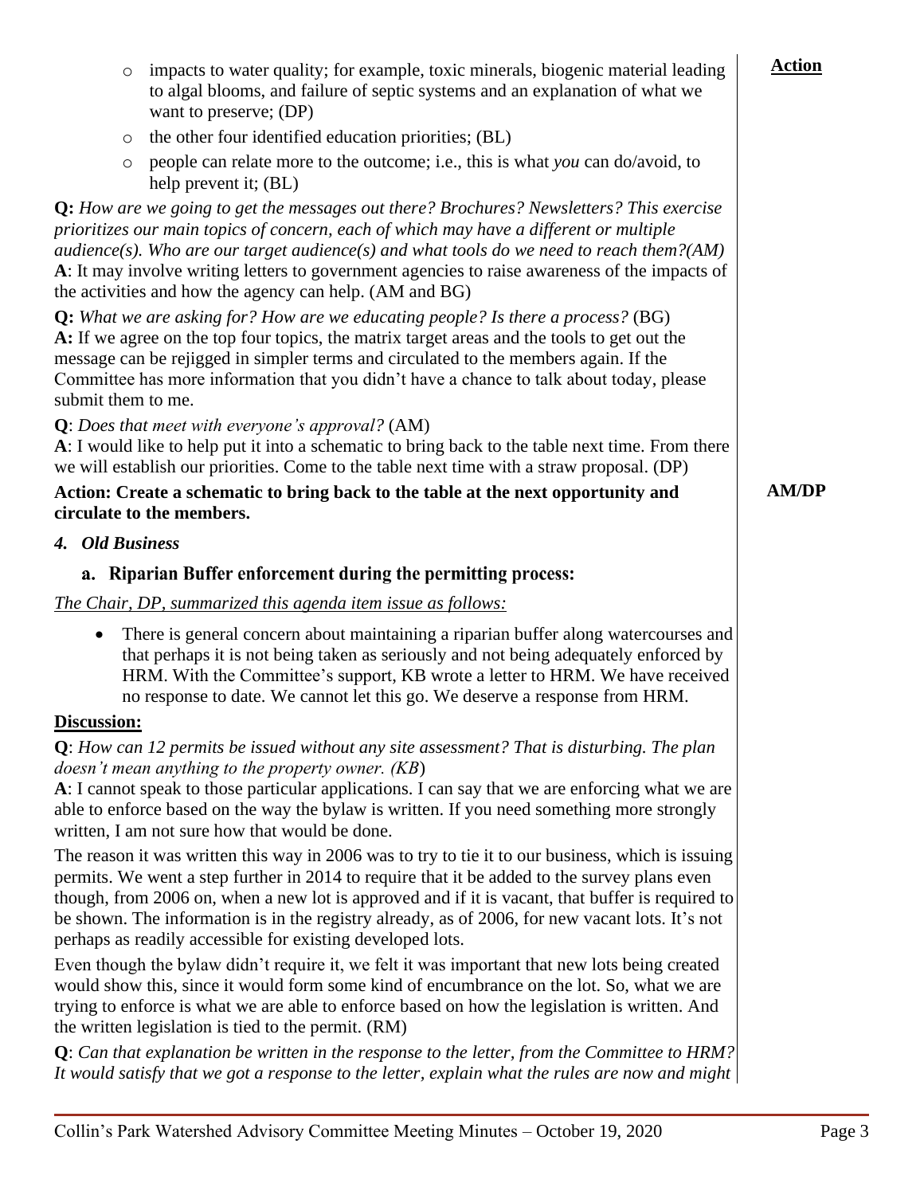- impacts to water quality; for example, toxic minerals, biogenic material leading to algal blooms, and failure of septic systems and an explanation of what we want to preserve; (DP)
- the other four identified education priorities; (BL)
- people can relate more to the outcome; i.e., this is what *you* can do/avoid, to help prevent it; (BL)

**Action**

**Q:** *How are we going to get the messages out there? Brochures? Newsletters? This exercise prioritizes our main topics of concern, each of which may have a different or multiple audience(s). Who are our target audience(s) and what tools do we need to reach them?(AM)*
**A**: It may involve writing letters to government agencies to raise awareness of the impacts of the activities and how the agency can help. (AM and BG)

**Q:** *What we are asking for? How are we educating people? Is there a process?* (BG)
**A:** If we agree on the top four topics, the matrix target areas and the tools to get out the message can be rejigged in simpler terms and circulated to the members again. If the Committee has more information that you didn't have a chance to talk about today, please submit them to me.

**Q**: *Does that meet with everyone's approval?* (AM)
**A**: I would like to help put it into a schematic to bring back to the table next time. From there we will establish our priorities. Come to the table next time with a straw proposal. (DP)

**Action: Create a schematic to bring back to the table at the next opportunity and circulate to the members.** — **AM/DP**

## *4. Old Business*

### a. Riparian Buffer enforcement during the permitting process:

*The Chair, DP, summarized this agenda item issue as follows:*

- There is general concern about maintaining a riparian buffer along watercourses and that perhaps it is not being taken as seriously and not being adequately enforced by HRM. With the Committee's support, KB wrote a letter to HRM. We have received no response to date. We cannot let this go. We deserve a response from HRM.

**Discussion:**

**Q**: *How can 12 permits be issued without any site assessment? That is disturbing. The plan doesn't mean anything to the property owner. (KB)*
**A**: I cannot speak to those particular applications. I can say that we are enforcing what we are able to enforce based on the way the bylaw is written. If you need something more strongly written, I am not sure how that would be done.

The reason it was written this way in 2006 was to try to tie it to our business, which is issuing permits. We went a step further in 2014 to require that it be added to the survey plans even though, from 2006 on, when a new lot is approved and if it is vacant, that buffer is required to be shown. The information is in the registry already, as of 2006, for new vacant lots. It's not perhaps as readily accessible for existing developed lots.

Even though the bylaw didn't require it, we felt it was important that new lots being created would show this, since it would form some kind of encumbrance on the lot. So, what we are trying to enforce is what we are able to enforce based on how the legislation is written. And the written legislation is tied to the permit. (RM)

**Q**: *Can that explanation be written in the response to the letter, from the Committee to HRM? It would satisfy that we got a response to the letter, explain what the rules are now and might*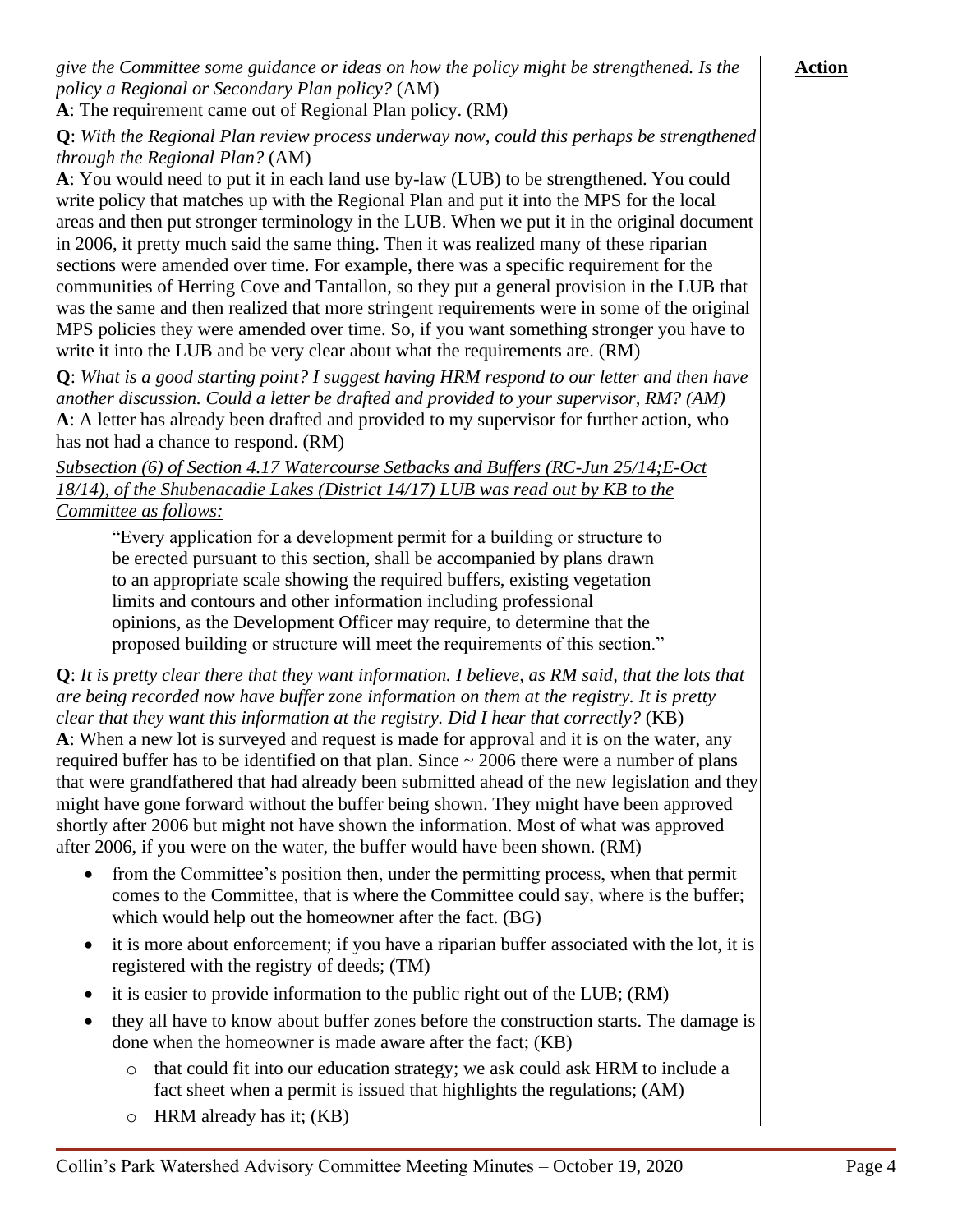*give the Committee some guidance or ideas on how the policy might be strengthened. Is the policy a Regional or Secondary Plan policy?* (AM)

**Action**

**A**: The requirement came out of Regional Plan policy. (RM)

**Q**: *With the Regional Plan review process underway now, could this perhaps be strengthened through the Regional Plan?* (AM)

**A**: You would need to put it in each land use by-law (LUB) to be strengthened. You could write policy that matches up with the Regional Plan and put it into the MPS for the local areas and then put stronger terminology in the LUB. When we put it in the original document in 2006, it pretty much said the same thing. Then it was realized many of these riparian sections were amended over time. For example, there was a specific requirement for the communities of Herring Cove and Tantallon, so they put a general provision in the LUB that was the same and then realized that more stringent requirements were in some of the original MPS policies they were amended over time. So, if you want something stronger you have to write it into the LUB and be very clear about what the requirements are. (RM)

**Q**: *What is a good starting point? I suggest having HRM respond to our letter and then have another discussion. Could a letter be drafted and provided to your supervisor, RM? (AM)*

**A**: A letter has already been drafted and provided to my supervisor for further action, who has not had a chance to respond. (RM)

*Subsection (6) of Section 4.17 Watercourse Setbacks and Buffers (RC-Jun 25/14;E-Oct 18/14), of the Shubenacadie Lakes (District 14/17) LUB was read out by KB to the Committee as follows:*

> "Every application for a development permit for a building or structure to be erected pursuant to this section, shall be accompanied by plans drawn to an appropriate scale showing the required buffers, existing vegetation limits and contours and other information including professional opinions, as the Development Officer may require, to determine that the proposed building or structure will meet the requirements of this section."

**Q**: *It is pretty clear there that they want information. I believe, as RM said, that the lots that are being recorded now have buffer zone information on them at the registry. It is pretty clear that they want this information at the registry. Did I hear that correctly?* (KB)

**A**: When a new lot is surveyed and request is made for approval and it is on the water, any required buffer has to be identified on that plan. Since ~ 2006 there were a number of plans that were grandfathered that had already been submitted ahead of the new legislation and they might have gone forward without the buffer being shown. They might have been approved shortly after 2006 but might not have shown the information. Most of what was approved after 2006, if you were on the water, the buffer would have been shown. (RM)

- from the Committee's position then, under the permitting process, when that permit comes to the Committee, that is where the Committee could say, where is the buffer; which would help out the homeowner after the fact. (BG)
- it is more about enforcement; if you have a riparian buffer associated with the lot, it is registered with the registry of deeds; (TM)
- it is easier to provide information to the public right out of the LUB; (RM)
- they all have to know about buffer zones before the construction starts. The damage is done when the homeowner is made aware after the fact; (KB)
  - that could fit into our education strategy; we ask could ask HRM to include a fact sheet when a permit is issued that highlights the regulations; (AM)
  - HRM already has it; (KB)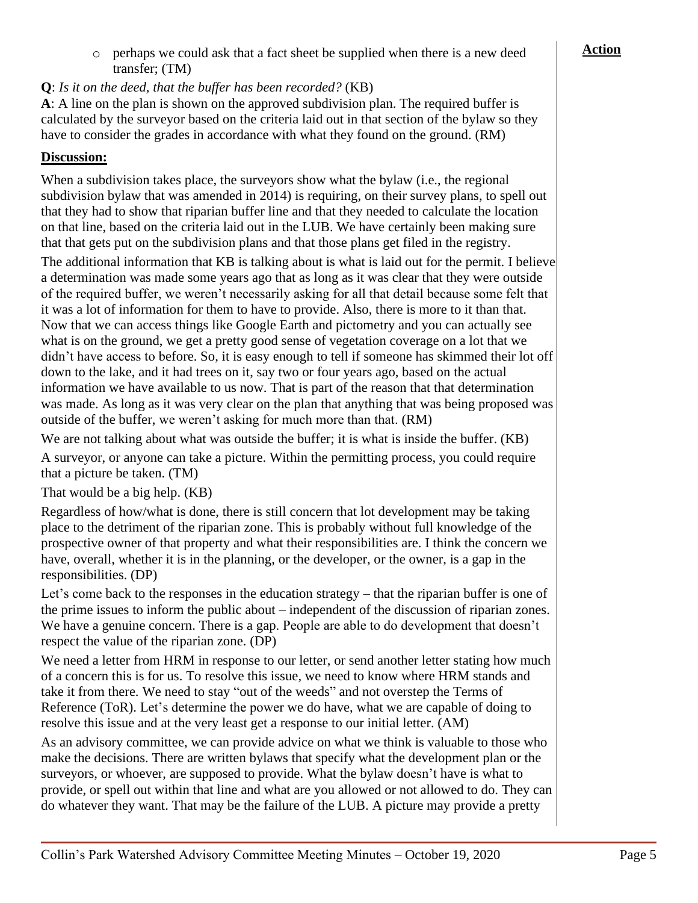- perhaps we could ask that a fact sheet be supplied when there is a new deed transfer; (TM)

**Action**

**Q**: *Is it on the deed, that the buffer has been recorded?* (KB)

**A**: A line on the plan is shown on the approved subdivision plan. The required buffer is calculated by the surveyor based on the criteria laid out in that section of the bylaw so they have to consider the grades in accordance with what they found on the ground. (RM)

**Discussion:**

When a subdivision takes place, the surveyors show what the bylaw (i.e., the regional subdivision bylaw that was amended in 2014) is requiring, on their survey plans, to spell out that they had to show that riparian buffer line and that they needed to calculate the location on that line, based on the criteria laid out in the LUB. We have certainly been making sure that that gets put on the subdivision plans and that those plans get filed in the registry.

The additional information that KB is talking about is what is laid out for the permit. I believe a determination was made some years ago that as long as it was clear that they were outside of the required buffer, we weren't necessarily asking for all that detail because some felt that it was a lot of information for them to have to provide. Also, there is more to it than that. Now that we can access things like Google Earth and pictometry and you can actually see what is on the ground, we get a pretty good sense of vegetation coverage on a lot that we didn't have access to before. So, it is easy enough to tell if someone has skimmed their lot off down to the lake, and it had trees on it, say two or four years ago, based on the actual information we have available to us now. That is part of the reason that that determination was made. As long as it was very clear on the plan that anything that was being proposed was outside of the buffer, we weren't asking for much more than that. (RM)

We are not talking about what was outside the buffer; it is what is inside the buffer. (KB)

A surveyor, or anyone can take a picture. Within the permitting process, you could require that a picture be taken. (TM)

That would be a big help. (KB)

Regardless of how/what is done, there is still concern that lot development may be taking place to the detriment of the riparian zone. This is probably without full knowledge of the prospective owner of that property and what their responsibilities are. I think the concern we have, overall, whether it is in the planning, or the developer, or the owner, is a gap in the responsibilities. (DP)

Let's come back to the responses in the education strategy – that the riparian buffer is one of the prime issues to inform the public about – independent of the discussion of riparian zones. We have a genuine concern. There is a gap. People are able to do development that doesn't respect the value of the riparian zone. (DP)

We need a letter from HRM in response to our letter, or send another letter stating how much of a concern this is for us. To resolve this issue, we need to know where HRM stands and take it from there. We need to stay "out of the weeds" and not overstep the Terms of Reference (ToR). Let's determine the power we do have, what we are capable of doing to resolve this issue and at the very least get a response to our initial letter. (AM)

As an advisory committee, we can provide advice on what we think is valuable to those who make the decisions. There are written bylaws that specify what the development plan or the surveyors, or whoever, are supposed to provide. What the bylaw doesn't have is what to provide, or spell out within that line and what are you allowed or not allowed to do. They can do whatever they want. That may be the failure of the LUB. A picture may provide a pretty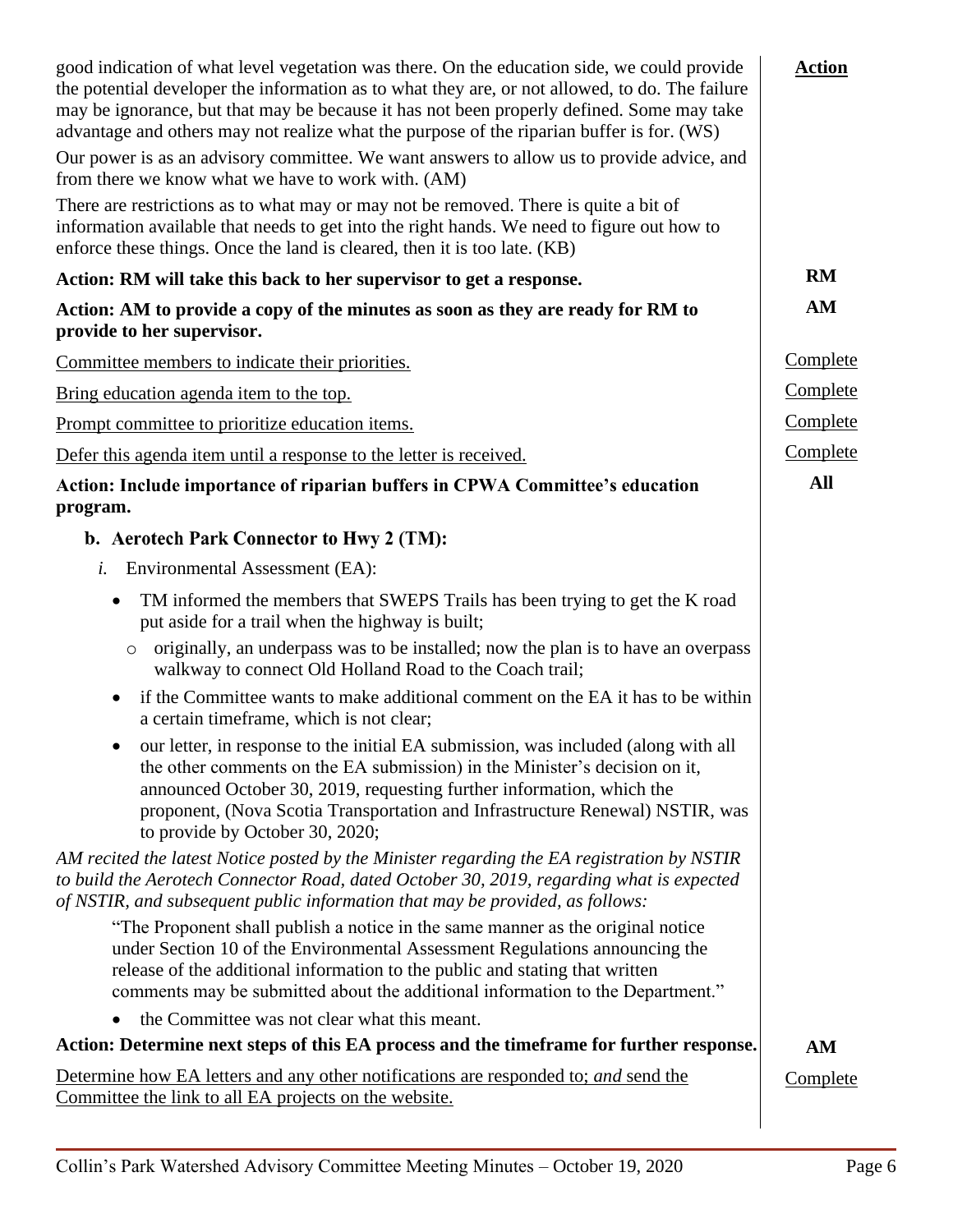| | **Action** |
|---|---|
| good indication of what level vegetation was there. On the education side, we could provide the potential developer the information as to what they are, or not allowed, to do. The failure may be ignorance, but that may be because it has not been properly defined. Some may take advantage and others may not realize what the purpose of the riparian buffer is for. (WS) | |
| Our power is as an advisory committee. We want answers to allow us to provide advice, and from there we know what we have to work with. (AM) | |
| There are restrictions as to what may or may not be removed. There is quite a bit of information available that needs to get into the right hands. We need to figure out how to enforce these things. Once the land is cleared, then it is too late. (KB) | |
| **Action: RM will take this back to her supervisor to get a response.** | **RM** |
| **Action: AM to provide a copy of the minutes as soon as they are ready for RM to provide to her supervisor.** | **AM** |
| <u>Committee members to indicate their priorities.</u> | <u>Complete</u> |
| <u>Bring education agenda item to the top.</u> | <u>Complete</u> |
| <u>Prompt committee to prioritize education items.</u> | <u>Complete</u> |
| <u>Defer this agenda item until a response to the letter is received.</u> | <u>Complete</u> |
| **Action: Include importance of riparian buffers in CPWA Committee's education program.** | **All** |

**b. Aerotech Park Connector to Hwy 2 (TM):**

*i.* Environmental Assessment (EA):

- TM informed the members that SWEPS Trails has been trying to get the K road put aside for a trail when the highway is built;
  - originally, an underpass was to be installed; now the plan is to have an overpass walkway to connect Old Holland Road to the Coach trail;
- if the Committee wants to make additional comment on the EA it has to be within a certain timeframe, which is not clear;
- our letter, in response to the initial EA submission, was included (along with all the other comments on the EA submission) in the Minister's decision on it, announced October 30, 2019, requesting further information, which the proponent, (Nova Scotia Transportation and Infrastructure Renewal) NSTIR, was to provide by October 30, 2020;

*AM recited the latest Notice posted by the Minister regarding the EA registration by NSTIR to build the Aerotech Connector Road, dated October 30, 2019, regarding what is expected of NSTIR, and subsequent public information that may be provided, as follows:*

> "The Proponent shall publish a notice in the same manner as the original notice under Section 10 of the Environmental Assessment Regulations announcing the release of the additional information to the public and stating that written comments may be submitted about the additional information to the Department."

- the Committee was not clear what this meant.

| | |
|---|---|
| **Action: Determine next steps of this EA process and the timeframe for further response.** | **AM** |
| <u>Determine how EA letters and any other notifications are responded to; *and* send the Committee the link to all EA projects on the website.</u> | <u>Complete</u> |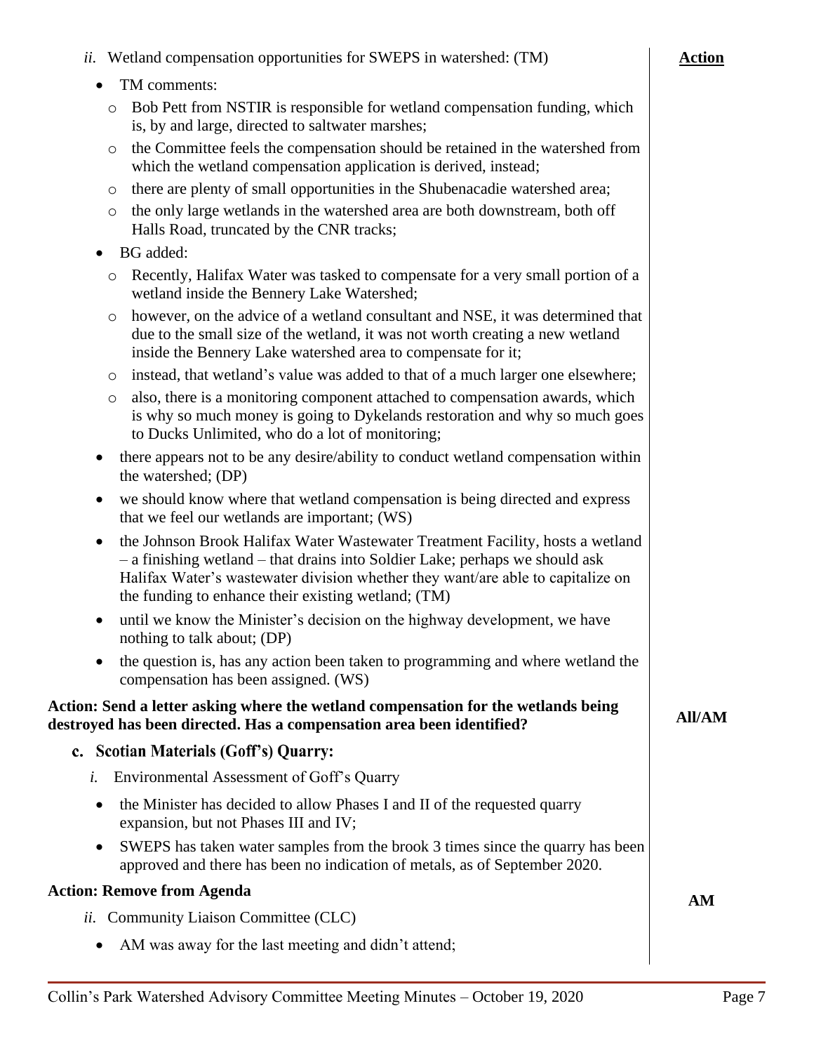*ii.* Wetland compensation opportunities for SWEPS in watershed: (TM)

**Action**

- TM comments:
  - Bob Pett from NSTIR is responsible for wetland compensation funding, which is, by and large, directed to saltwater marshes;
  - the Committee feels the compensation should be retained in the watershed from which the wetland compensation application is derived, instead;
  - there are plenty of small opportunities in the Shubenacadie watershed area;
  - the only large wetlands in the watershed area are both downstream, both off Halls Road, truncated by the CNR tracks;
- BG added:
  - Recently, Halifax Water was tasked to compensate for a very small portion of a wetland inside the Bennery Lake Watershed;
  - however, on the advice of a wetland consultant and NSE, it was determined that due to the small size of the wetland, it was not worth creating a new wetland inside the Bennery Lake watershed area to compensate for it;
  - instead, that wetland's value was added to that of a much larger one elsewhere;
  - also, there is a monitoring component attached to compensation awards, which is why so much money is going to Dykelands restoration and why so much goes to Ducks Unlimited, who do a lot of monitoring;
- there appears not to be any desire/ability to conduct wetland compensation within the watershed; (DP)
- we should know where that wetland compensation is being directed and express that we feel our wetlands are important; (WS)
- the Johnson Brook Halifax Water Wastewater Treatment Facility, hosts a wetland – a finishing wetland – that drains into Soldier Lake; perhaps we should ask Halifax Water's wastewater division whether they want/are able to capitalize on the funding to enhance their existing wetland; (TM)
- until we know the Minister's decision on the highway development, we have nothing to talk about; (DP)
- the question is, has any action been taken to programming and where wetland the compensation has been assigned. (WS)

**Action: Send a letter asking where the wetland compensation for the wetlands being destroyed has been directed. Has a compensation area been identified?** — **All/AM**

### c. Scotian Materials (Goff's) Quarry:

*i.* Environmental Assessment of Goff's Quarry

- the Minister has decided to allow Phases I and II of the requested quarry expansion, but not Phases III and IV;
- SWEPS has taken water samples from the brook 3 times since the quarry has been approved and there has been no indication of metals, as of September 2020.

**Action: Remove from Agenda** — **AM**

*ii.* Community Liaison Committee (CLC)

- AM was away for the last meeting and didn't attend;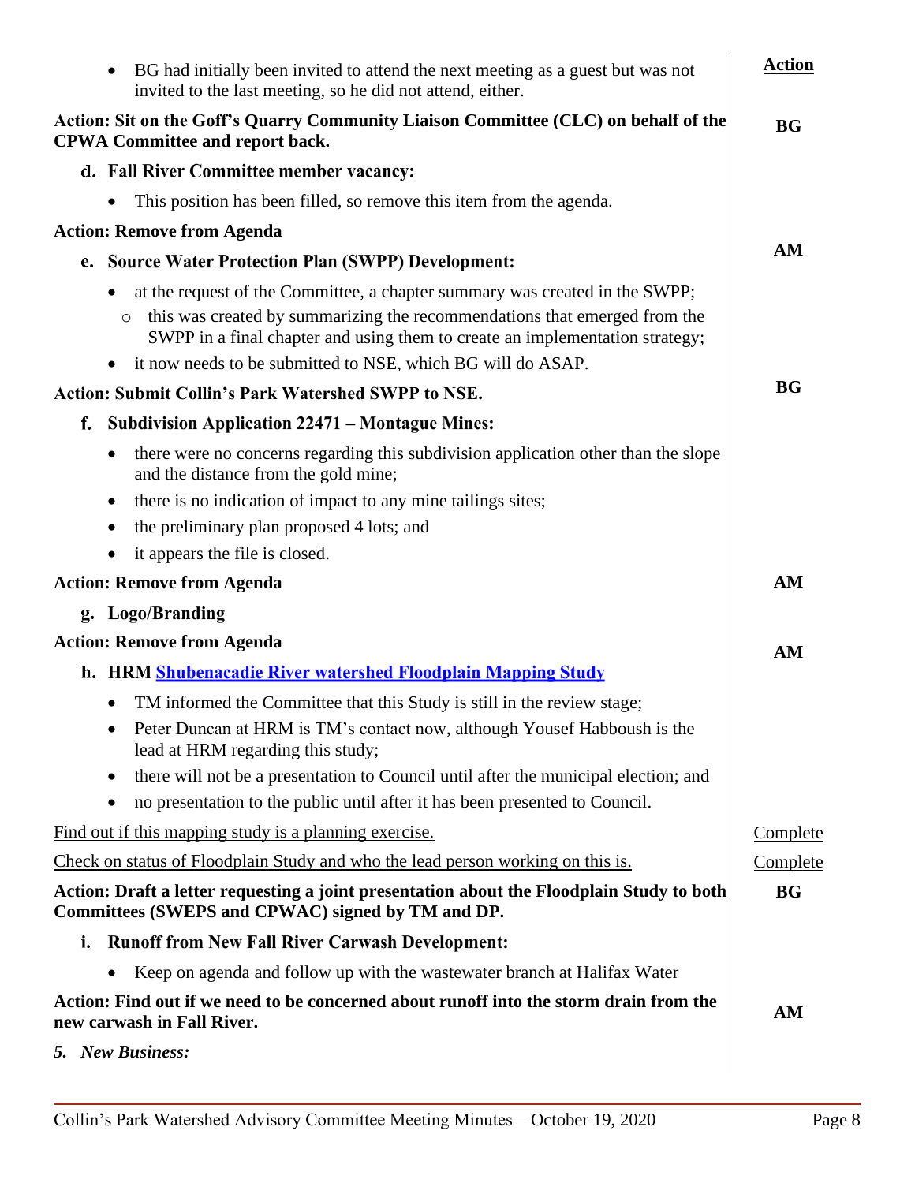- BG had initially been invited to attend the next meeting as a guest but was not invited to the last meeting, so he did not attend, either.

| | Action |
|---|---|
| **Action: Sit on the Goff's Quarry Community Liaison Committee (CLC) on behalf of the CPWA Committee and report back.** | **BG** |

**d. Fall River Committee member vacancy:**

- This position has been filled, so remove this item from the agenda.

| | |
|---|---|
| **Action: Remove from Agenda** | **AM** |

**e. Source Water Protection Plan (SWPP) Development:**

- at the request of the Committee, a chapter summary was created in the SWPP;
  - this was created by summarizing the recommendations that emerged from the SWPP in a final chapter and using them to create an implementation strategy;
- it now needs to be submitted to NSE, which BG will do ASAP.

| | |
|---|---|
| **Action: Submit Collin's Park Watershed SWPP to NSE.** | **BG** |

**f. Subdivision Application 22471 – Montague Mines:**

- there were no concerns regarding this subdivision application other than the slope and the distance from the gold mine;
- there is no indication of impact to any mine tailings sites;
- the preliminary plan proposed 4 lots; and
- it appears the file is closed.

| | |
|---|---|
| **Action: Remove from Agenda** | **AM** |

**g. Logo/Branding**

| | |
|---|---|
| **Action: Remove from Agenda** | **AM** |

**h. HRM Shubenacadie River watershed Floodplain Mapping Study**

- TM informed the Committee that this Study is still in the review stage;
- Peter Duncan at HRM is TM's contact now, although Yousef Habboush is the lead at HRM regarding this study;
- there will not be a presentation to Council until after the municipal election; and
- no presentation to the public until after it has been presented to Council.

| | |
|---|---|
| Find out if this mapping study is a planning exercise. | Complete |
| Check on status of Floodplain Study and who the lead person working on this is. | Complete |
| **Action: Draft a letter requesting a joint presentation about the Floodplain Study to both Committees (SWEPS and CPWAC) signed by TM and DP.** | **BG** |

**i. Runoff from New Fall River Carwash Development:**

- Keep on agenda and follow up with the wastewater branch at Halifax Water

| | |
|---|---|
| **Action: Find out if we need to be concerned about runoff into the storm drain from the new carwash in Fall River.** | **AM** |

***5. New Business:***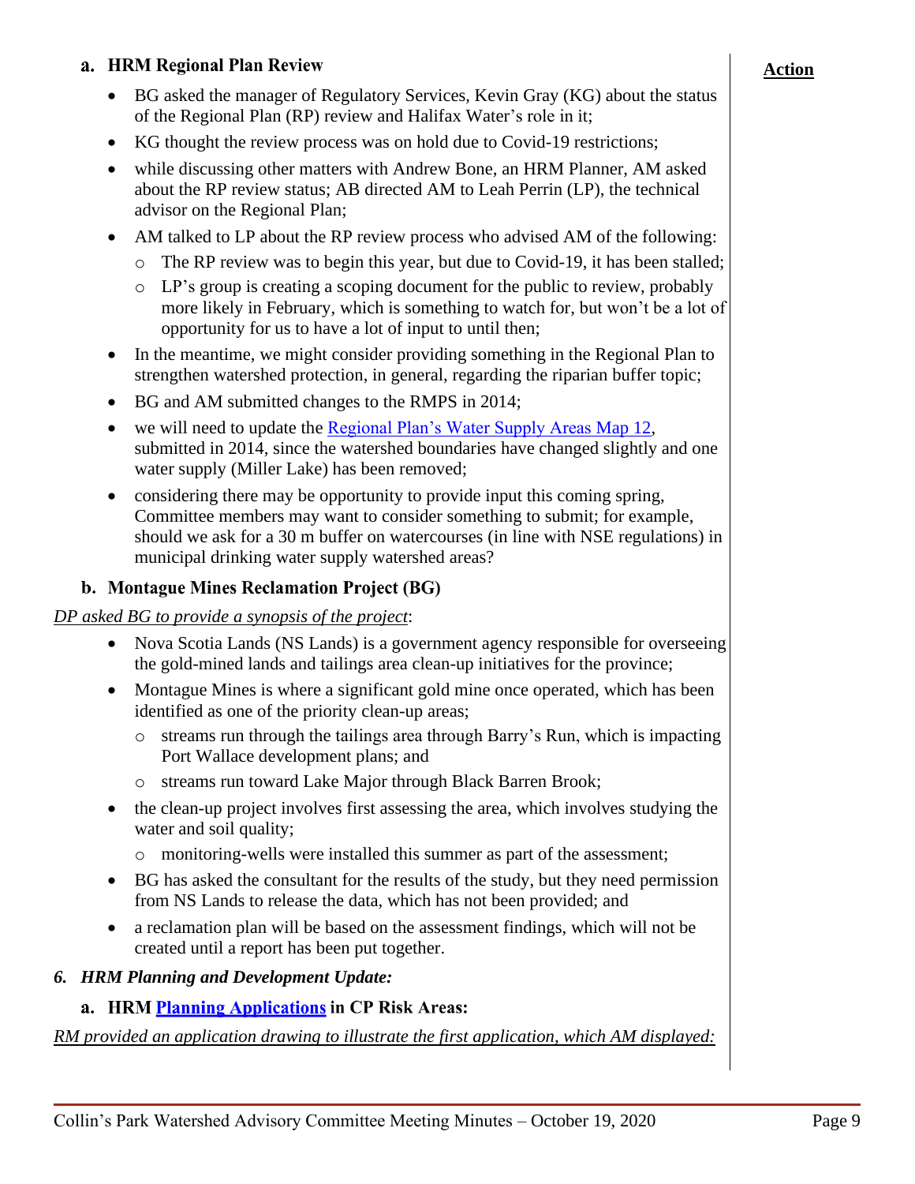**Action**

### a. HRM Regional Plan Review

- BG asked the manager of Regulatory Services, Kevin Gray (KG) about the status of the Regional Plan (RP) review and Halifax Water's role in it;
- KG thought the review process was on hold due to Covid-19 restrictions;
- while discussing other matters with Andrew Bone, an HRM Planner, AM asked about the RP review status; AB directed AM to Leah Perrin (LP), the technical advisor on the Regional Plan;
- AM talked to LP about the RP review process who advised AM of the following:
  - The RP review was to begin this year, but due to Covid-19, it has been stalled;
  - LP's group is creating a scoping document for the public to review, probably more likely in February, which is something to watch for, but won't be a lot of opportunity for us to have a lot of input to until then;
- In the meantime, we might consider providing something in the Regional Plan to strengthen watershed protection, in general, regarding the riparian buffer topic;
- BG and AM submitted changes to the RMPS in 2014;
- we will need to update the [Regional Plan's Water Supply Areas Map 12](), submitted in 2014, since the watershed boundaries have changed slightly and one water supply (Miller Lake) has been removed;
- considering there may be opportunity to provide input this coming spring, Committee members may want to consider something to submit; for example, should we ask for a 30 m buffer on watercourses (in line with NSE regulations) in municipal drinking water supply watershed areas?

### b. Montague Mines Reclamation Project (BG)

*DP asked BG to provide a synopsis of the project*:

- Nova Scotia Lands (NS Lands) is a government agency responsible for overseeing the gold-mined lands and tailings area clean-up initiatives for the province;
- Montague Mines is where a significant gold mine once operated, which has been identified as one of the priority clean-up areas;
  - streams run through the tailings area through Barry's Run, which is impacting Port Wallace development plans; and
  - streams run toward Lake Major through Black Barren Brook;
- the clean-up project involves first assessing the area, which involves studying the water and soil quality;
  - monitoring-wells were installed this summer as part of the assessment;
- BG has asked the consultant for the results of the study, but they need permission from NS Lands to release the data, which has not been provided; and
- a reclamation plan will be based on the assessment findings, which will not be created until a report has been put together.

## *6. HRM Planning and Development Update:*

### a. HRM [Planning Applications]() in CP Risk Areas:

*RM provided an application drawing to illustrate the first application, which AM displayed:*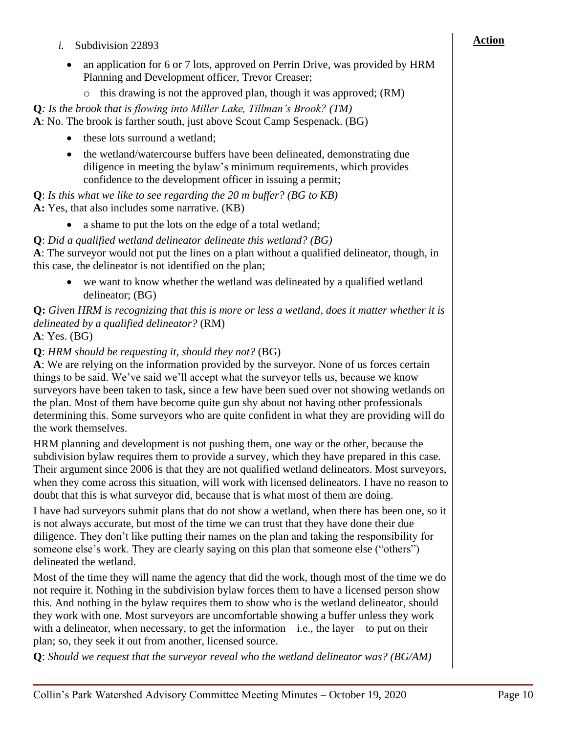**Action**

*i.* Subdivision 22893

- an application for 6 or 7 lots, approved on Perrin Drive, was provided by HRM Planning and Development officer, Trevor Creaser;
  - this drawing is not the approved plan, though it was approved; (RM)

**Q***: Is the brook that is flowing into Miller Lake, Tillman's Brook? (TM)*
**A**: No. The brook is farther south, just above Scout Camp Sespenack. (BG)

- these lots surround a wetland;
- the wetland/watercourse buffers have been delineated, demonstrating due diligence in meeting the bylaw's minimum requirements, which provides confidence to the development officer in issuing a permit;

**Q**: *Is this what we like to see regarding the 20 m buffer? (BG to KB)*
**A:** Yes, that also includes some narrative. (KB)

- a shame to put the lots on the edge of a total wetland;

**Q**: *Did a qualified wetland delineator delineate this wetland? (BG)*
**A**: The surveyor would not put the lines on a plan without a qualified delineator, though, in this case, the delineator is not identified on the plan;

- we want to know whether the wetland was delineated by a qualified wetland delineator; (BG)

**Q:** *Given HRM is recognizing that this is more or less a wetland, does it matter whether it is delineated by a qualified delineator?* (RM)
**A**: Yes. (BG)

**Q**: *HRM should be requesting it, should they not?* (BG)
**A**: We are relying on the information provided by the surveyor. None of us forces certain things to be said. We've said we'll accept what the surveyor tells us, because we know surveyors have been taken to task, since a few have been sued over not showing wetlands on the plan. Most of them have become quite gun shy about not having other professionals determining this. Some surveyors who are quite confident in what they are providing will do the work themselves.

HRM planning and development is not pushing them, one way or the other, because the subdivision bylaw requires them to provide a survey, which they have prepared in this case. Their argument since 2006 is that they are not qualified wetland delineators. Most surveyors, when they come across this situation, will work with licensed delineators. I have no reason to doubt that this is what surveyor did, because that is what most of them are doing.

I have had surveyors submit plans that do not show a wetland, when there has been one, so it is not always accurate, but most of the time we can trust that they have done their due diligence. They don't like putting their names on the plan and taking the responsibility for someone else's work. They are clearly saying on this plan that someone else ("others") delineated the wetland.

Most of the time they will name the agency that did the work, though most of the time we do not require it. Nothing in the subdivision bylaw forces them to have a licensed person show this. And nothing in the bylaw requires them to show who is the wetland delineator, should they work with one. Most surveyors are uncomfortable showing a buffer unless they work with a delineator, when necessary, to get the information – i.e., the layer – to put on their plan; so, they seek it out from another, licensed source.

**Q**: *Should we request that the surveyor reveal who the wetland delineator was? (BG/AM)*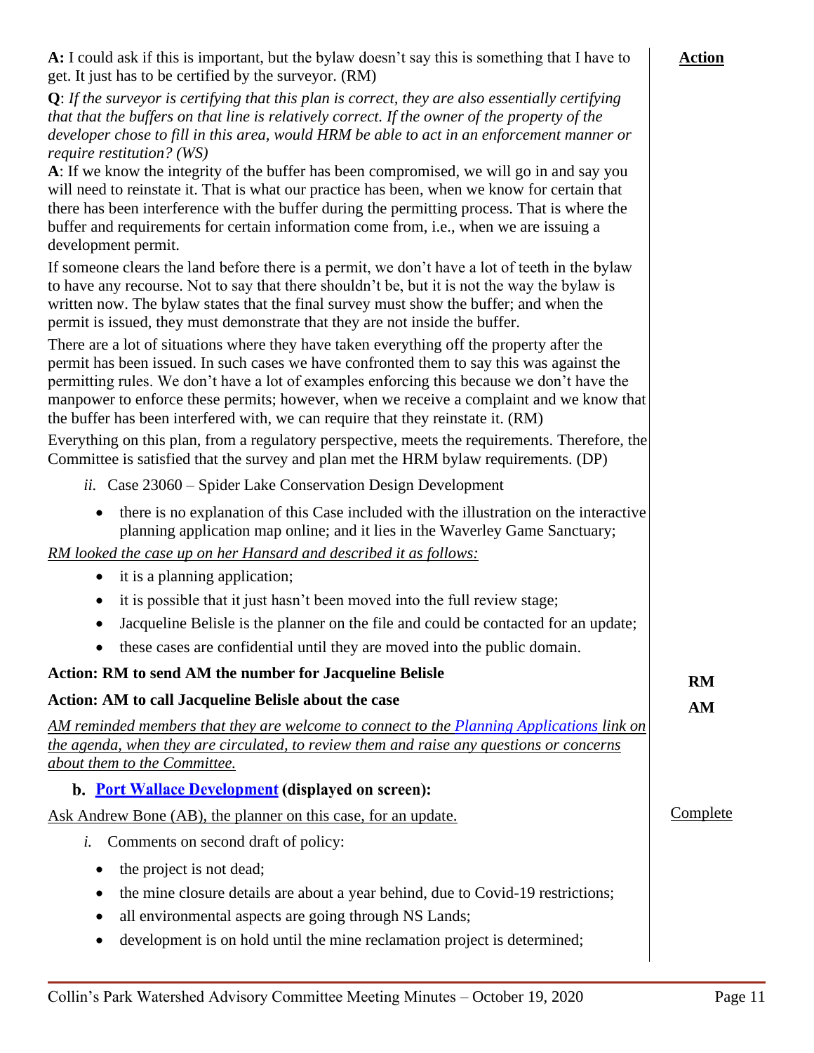**A:** I could ask if this is important, but the bylaw doesn't say this is something that I have to get. It just has to be certified by the surveyor. (RM)

**Action**

**Q**: *If the surveyor is certifying that this plan is correct, they are also essentially certifying that that the buffers on that line is relatively correct. If the owner of the property of the developer chose to fill in this area, would HRM be able to act in an enforcement manner or require restitution? (WS)*

**A**: If we know the integrity of the buffer has been compromised, we will go in and say you will need to reinstate it. That is what our practice has been, when we know for certain that there has been interference with the buffer during the permitting process. That is where the buffer and requirements for certain information come from, i.e., when we are issuing a development permit.

If someone clears the land before there is a permit, we don't have a lot of teeth in the bylaw to have any recourse. Not to say that there shouldn't be, but it is not the way the bylaw is written now. The bylaw states that the final survey must show the buffer; and when the permit is issued, they must demonstrate that they are not inside the buffer.

There are a lot of situations where they have taken everything off the property after the permit has been issued. In such cases we have confronted them to say this was against the permitting rules. We don't have a lot of examples enforcing this because we don't have the manpower to enforce these permits; however, when we receive a complaint and we know that the buffer has been interfered with, we can require that they reinstate it. (RM)

Everything on this plan, from a regulatory perspective, meets the requirements. Therefore, the Committee is satisfied that the survey and plan met the HRM bylaw requirements. (DP)

*ii.* Case 23060 – Spider Lake Conservation Design Development

- there is no explanation of this Case included with the illustration on the interactive planning application map online; and it lies in the Waverley Game Sanctuary;

*RM looked the case up on her Hansard and described it as follows:*

- it is a planning application;
- it is possible that it just hasn't been moved into the full review stage;
- Jacqueline Belisle is the planner on the file and could be contacted for an update;
- these cases are confidential until they are moved into the public domain.

**Action: RM to send AM the number for Jacqueline Belisle** — **RM**

**Action: AM to call Jacqueline Belisle about the case** — **AM**

*AM reminded members that they are welcome to connect to the Planning Applications link on the agenda, when they are circulated, to review them and raise any questions or concerns about them to the Committee.*

**b. Port Wallace Development (displayed on screen):**

Ask Andrew Bone (AB), the planner on this case, for an update. — Complete

*i.* Comments on second draft of policy:

- the project is not dead;
- the mine closure details are about a year behind, due to Covid-19 restrictions;
- all environmental aspects are going through NS Lands;
- development is on hold until the mine reclamation project is determined;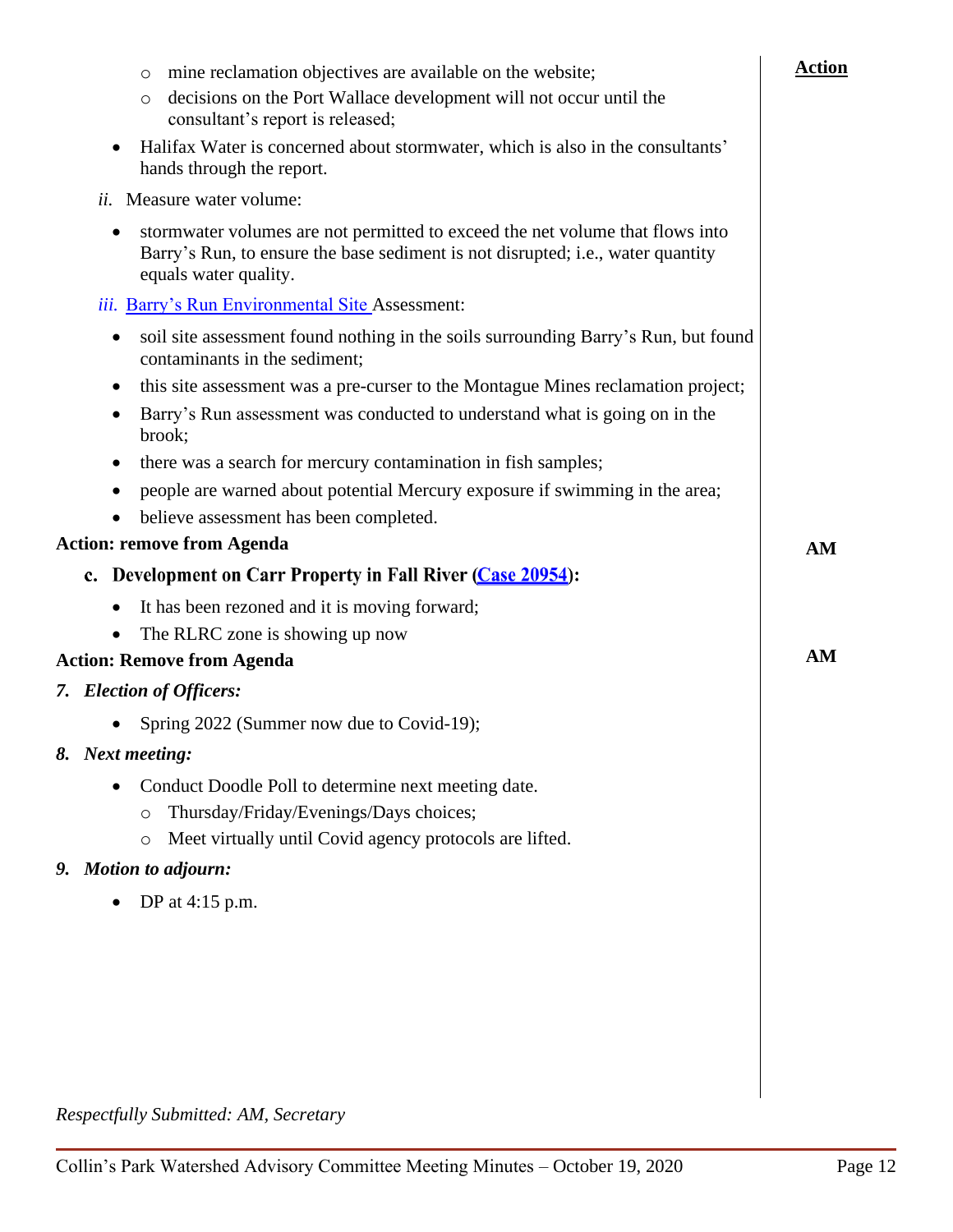**Action**

- mine reclamation objectives are available on the website;
- decisions on the Port Wallace development will not occur until the consultant's report is released;

- Halifax Water is concerned about stormwater, which is also in the consultants' hands through the report.

*ii.* Measure water volume:

- stormwater volumes are not permitted to exceed the net volume that flows into Barry's Run, to ensure the base sediment is not disrupted; i.e., water quantity equals water quality.

*iii.* Barry's Run Environmental Site Assessment:

- soil site assessment found nothing in the soils surrounding Barry's Run, but found contaminants in the sediment;
- this site assessment was a pre-curser to the Montague Mines reclamation project;
- Barry's Run assessment was conducted to understand what is going on in the brook;
- there was a search for mercury contamination in fish samples;
- people are warned about potential Mercury exposure if swimming in the area;
- believe assessment has been completed.

**Action: remove from Agenda** — **AM**

**c. Development on Carr Property in Fall River (Case 20954):**

- It has been rezoned and it is moving forward;
- The RLRC zone is showing up now

**Action: Remove from Agenda** — **AM**

***7. Election of Officers:***

- Spring 2022 (Summer now due to Covid-19);

***8. Next meeting:***

- Conduct Doodle Poll to determine next meeting date.
  - Thursday/Friday/Evenings/Days choices;
  - Meet virtually until Covid agency protocols are lifted.

***9. Motion to adjourn:***

- DP at 4:15 p.m.

*Respectfully Submitted: AM, Secretary*